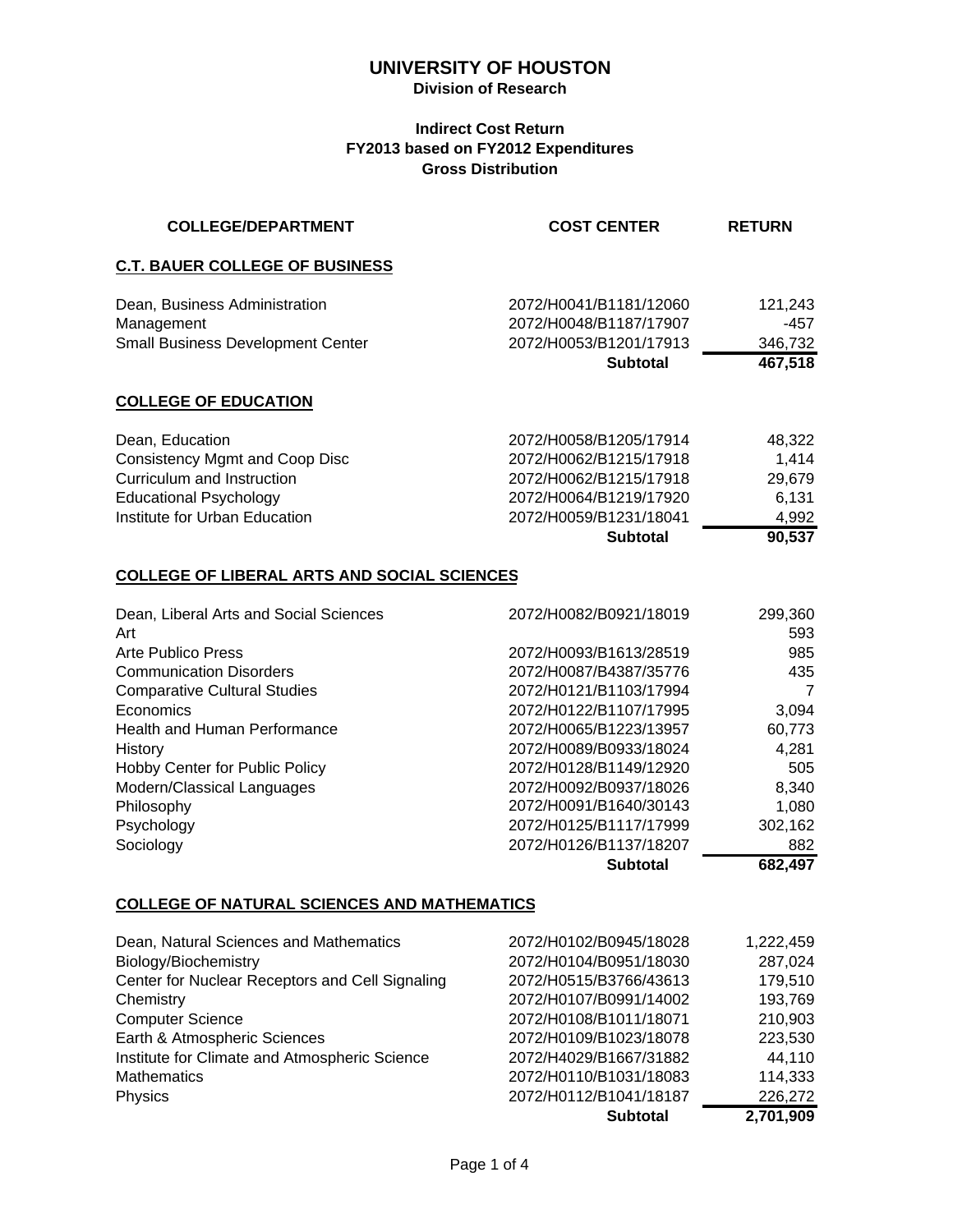# UNIVERSITY OF HOUSTON

**Division of Research**

**Indirect Cost Return**
**FY2013 based on FY2012 Expenditures**
**Gross Distribution**

| COLLEGE/DEPARTMENT | COST CENTER | RETURN |
|---|---|---|
| **C.T. BAUER COLLEGE OF BUSINESS** | | |
| Dean, Business Administration | 2072/H0041/B1181/12060 | 121,243 |
| Management | 2072/H0048/B1187/17907 | -457 |
| Small Business Development Center | 2072/H0053/B1201/17913 | 346,732 |
| | **Subtotal** | **467,518** |
| **COLLEGE OF EDUCATION** | | |
| Dean, Education | 2072/H0058/B1205/17914 | 48,322 |
| Consistency Mgmt and Coop Disc | 2072/H0062/B1215/17918 | 1,414 |
| Curriculum and Instruction | 2072/H0062/B1215/17918 | 29,679 |
| Educational Psychology | 2072/H0064/B1219/17920 | 6,131 |
| Institute for Urban Education | 2072/H0059/B1231/18041 | 4,992 |
| | **Subtotal** | **90,537** |
| **COLLEGE OF LIBERAL ARTS AND SOCIAL SCIENCES** | | |
| Dean, Liberal Arts and Social Sciences | 2072/H0082/B0921/18019 | 299,360 |
| Art | | 593 |
| Arte Publico Press | 2072/H0093/B1613/28519 | 985 |
| Communication Disorders | 2072/H0087/B4387/35776 | 435 |
| Comparative Cultural Studies | 2072/H0121/B1103/17994 | 7 |
| Economics | 2072/H0122/B1107/17995 | 3,094 |
| Health and Human Performance | 2072/H0065/B1223/13957 | 60,773 |
| History | 2072/H0089/B0933/18024 | 4,281 |
| Hobby Center for Public Policy | 2072/H0128/B1149/12920 | 505 |
| Modern/Classical Languages | 2072/H0092/B0937/18026 | 8,340 |
| Philosophy | 2072/H0091/B1640/30143 | 1,080 |
| Psychology | 2072/H0125/B1117/17999 | 302,162 |
| Sociology | 2072/H0126/B1137/18207 | 882 |
| | **Subtotal** | **682,497** |
| **COLLEGE OF NATURAL SCIENCES AND MATHEMATICS** | | |
| Dean, Natural Sciences and Mathematics | 2072/H0102/B0945/18028 | 1,222,459 |
| Biology/Biochemistry | 2072/H0104/B0951/18030 | 287,024 |
| Center for Nuclear Receptors and Cell Signaling | 2072/H0515/B3766/43613 | 179,510 |
| Chemistry | 2072/H0107/B0991/14002 | 193,769 |
| Computer Science | 2072/H0108/B1011/18071 | 210,903 |
| Earth & Atmospheric Sciences | 2072/H0109/B1023/18078 | 223,530 |
| Institute for Climate and Atmospheric Science | 2072/H4029/B1667/31882 | 44,110 |
| Mathematics | 2072/H0110/B1031/18083 | 114,333 |
| Physics | 2072/H0112/B1041/18187 | 226,272 |
| | **Subtotal** | **2,701,909** |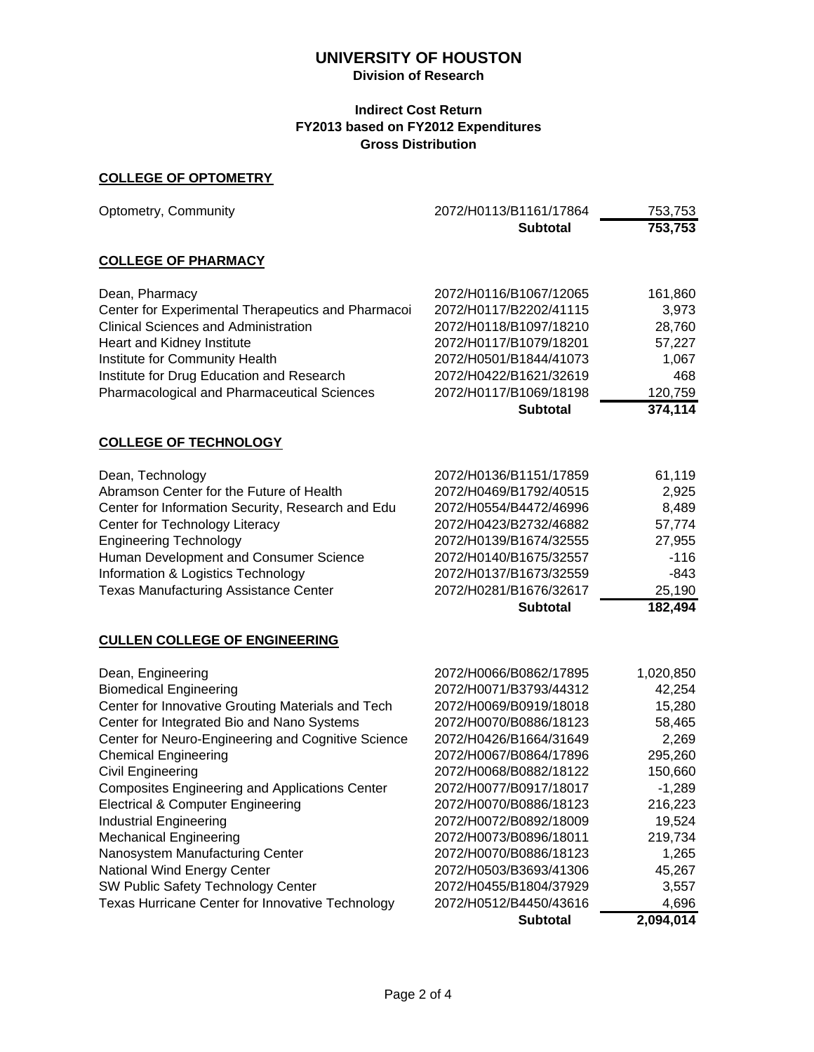# UNIVERSITY OF HOUSTON

**Division of Research**

**Indirect Cost Return**
**FY2013 based on FY2012 Expenditures**
**Gross Distribution**

## COLLEGE OF OPTOMETRY

| | | |
|---|---|---:|
| Optometry, Community | 2072/H0113/B1161/17864 | 753,753 |
| | **Subtotal** | **753,753** |

## COLLEGE OF PHARMACY

| | | |
|---|---|---:|
| Dean, Pharmacy | 2072/H0116/B1067/12065 | 161,860 |
| Center for Experimental Therapeutics and Pharmacoi | 2072/H0117/B2202/41115 | 3,973 |
| Clinical Sciences and Administration | 2072/H0118/B1097/18210 | 28,760 |
| Heart and Kidney Institute | 2072/H0117/B1079/18201 | 57,227 |
| Institute for Community Health | 2072/H0501/B1844/41073 | 1,067 |
| Institute for Drug Education and Research | 2072/H0422/B1621/32619 | 468 |
| Pharmacological and Pharmaceutical Sciences | 2072/H0117/B1069/18198 | 120,759 |
| | **Subtotal** | **374,114** |

## COLLEGE OF TECHNOLOGY

| | | |
|---|---|---:|
| Dean, Technology | 2072/H0136/B1151/17859 | 61,119 |
| Abramson Center for the Future of Health | 2072/H0469/B1792/40515 | 2,925 |
| Center for Information Security, Research and Edu | 2072/H0554/B4472/46996 | 8,489 |
| Center for Technology Literacy | 2072/H0423/B2732/46882 | 57,774 |
| Engineering Technology | 2072/H0139/B1674/32555 | 27,955 |
| Human Development and Consumer Science | 2072/H0140/B1675/32557 | -116 |
| Information & Logistics Technology | 2072/H0137/B1673/32559 | -843 |
| Texas Manufacturing Assistance Center | 2072/H0281/B1676/32617 | 25,190 |
| | **Subtotal** | **182,494** |

## CULLEN COLLEGE OF ENGINEERING

| | | |
|---|---|---:|
| Dean, Engineering | 2072/H0066/B0862/17895 | 1,020,850 |
| Biomedical Engineering | 2072/H0071/B3793/44312 | 42,254 |
| Center for Innovative Grouting Materials and Tech | 2072/H0069/B0919/18018 | 15,280 |
| Center for Integrated Bio and Nano Systems | 2072/H0070/B0886/18123 | 58,465 |
| Center for Neuro-Engineering and Cognitive Science | 2072/H0426/B1664/31649 | 2,269 |
| Chemical Engineering | 2072/H0067/B0864/17896 | 295,260 |
| Civil Engineering | 2072/H0068/B0882/18122 | 150,660 |
| Composites Engineering and Applications Center | 2072/H0077/B0917/18017 | -1,289 |
| Electrical & Computer Engineering | 2072/H0070/B0886/18123 | 216,223 |
| Industrial Engineering | 2072/H0072/B0892/18009 | 19,524 |
| Mechanical Engineering | 2072/H0073/B0896/18011 | 219,734 |
| Nanosystem Manufacturing Center | 2072/H0070/B0886/18123 | 1,265 |
| National Wind Energy Center | 2072/H0503/B3693/41306 | 45,267 |
| SW Public Safety Technology Center | 2072/H0455/B1804/37929 | 3,557 |
| Texas Hurricane Center for Innovative Technology | 2072/H0512/B4450/43616 | 4,696 |
| | **Subtotal** | **2,094,014** |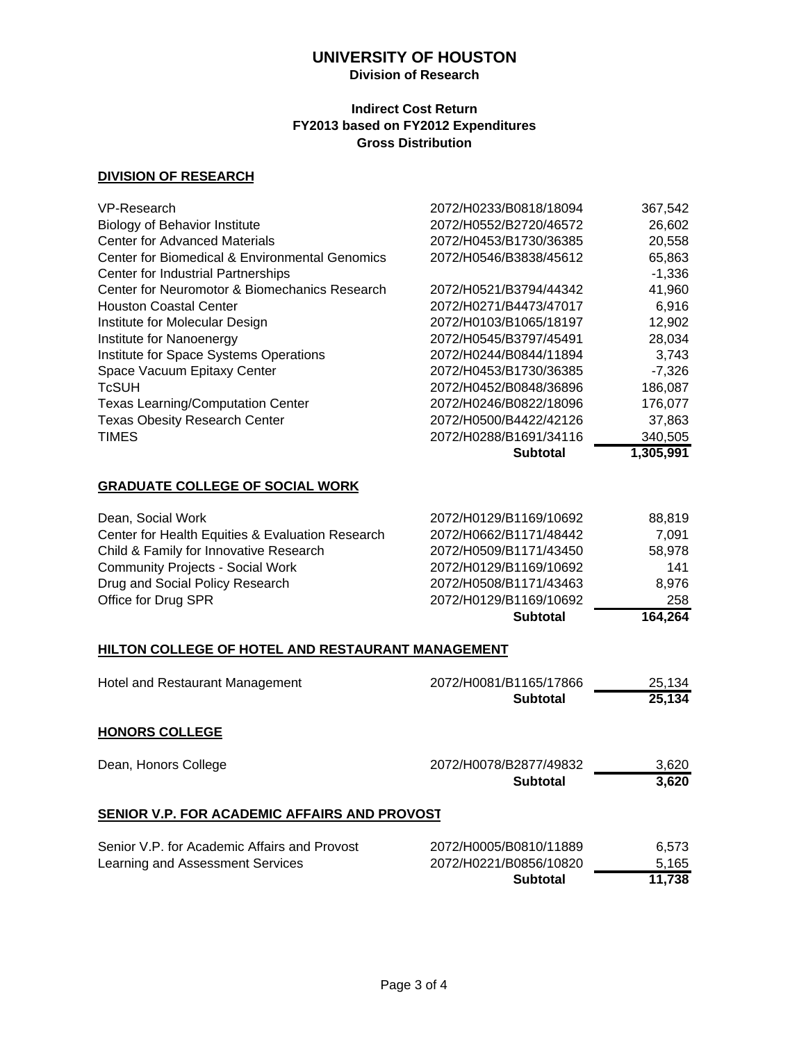# UNIVERSITY OF HOUSTON

**Division of Research**

**Indirect Cost Return**
**FY2013 based on FY2012 Expenditures**
**Gross Distribution**

## DIVISION OF RESEARCH

| | | |
|---|---|---|
| VP-Research | 2072/H0233/B0818/18094 | 367,542 |
| Biology of Behavior Institute | 2072/H0552/B2720/46572 | 26,602 |
| Center for Advanced Materials | 2072/H0453/B1730/36385 | 20,558 |
| Center for Biomedical & Environmental Genomics | 2072/H0546/B3838/45612 | 65,863 |
| Center for Industrial Partnerships | | -1,336 |
| Center for Neuromotor & Biomechanics Research | 2072/H0521/B3794/44342 | 41,960 |
| Houston Coastal Center | 2072/H0271/B4473/47017 | 6,916 |
| Institute for Molecular Design | 2072/H0103/B1065/18197 | 12,902 |
| Institute for Nanoenergy | 2072/H0545/B3797/45491 | 28,034 |
| Institute for Space Systems Operations | 2072/H0244/B0844/11894 | 3,743 |
| Space Vacuum Epitaxy Center | 2072/H0453/B1730/36385 | -7,326 |
| TcSUH | 2072/H0452/B0848/36896 | 186,087 |
| Texas Learning/Computation Center | 2072/H0246/B0822/18096 | 176,077 |
| Texas Obesity Research Center | 2072/H0500/B4422/42126 | 37,863 |
| TIMES | 2072/H0288/B1691/34116 | 340,505 |
| | **Subtotal** | **1,305,991** |

## GRADUATE COLLEGE OF SOCIAL WORK

| | | |
|---|---|---|
| Dean, Social Work | 2072/H0129/B1169/10692 | 88,819 |
| Center for Health Equities & Evaluation Research | 2072/H0662/B1171/48442 | 7,091 |
| Child & Family for Innovative Research | 2072/H0509/B1171/43450 | 58,978 |
| Community Projects - Social Work | 2072/H0129/B1169/10692 | 141 |
| Drug and Social Policy Research | 2072/H0508/B1171/43463 | 8,976 |
| Office for Drug SPR | 2072/H0129/B1169/10692 | 258 |
| | **Subtotal** | **164,264** |

## HILTON COLLEGE OF HOTEL AND RESTAURANT MANAGEMENT

| | | |
|---|---|---|
| Hotel and Restaurant Management | 2072/H0081/B1165/17866 | 25,134 |
| | **Subtotal** | **25,134** |

## HONORS COLLEGE

| | | |
|---|---|---|
| Dean, Honors College | 2072/H0078/B2877/49832 | 3,620 |
| | **Subtotal** | **3,620** |

## SENIOR V.P. FOR ACADEMIC AFFAIRS AND PROVOST

| | | |
|---|---|---|
| Senior V.P. for Academic Affairs and Provost | 2072/H0005/B0810/11889 | 6,573 |
| Learning and Assessment Services | 2072/H0221/B0856/10820 | 5,165 |
| | **Subtotal** | **11,738** |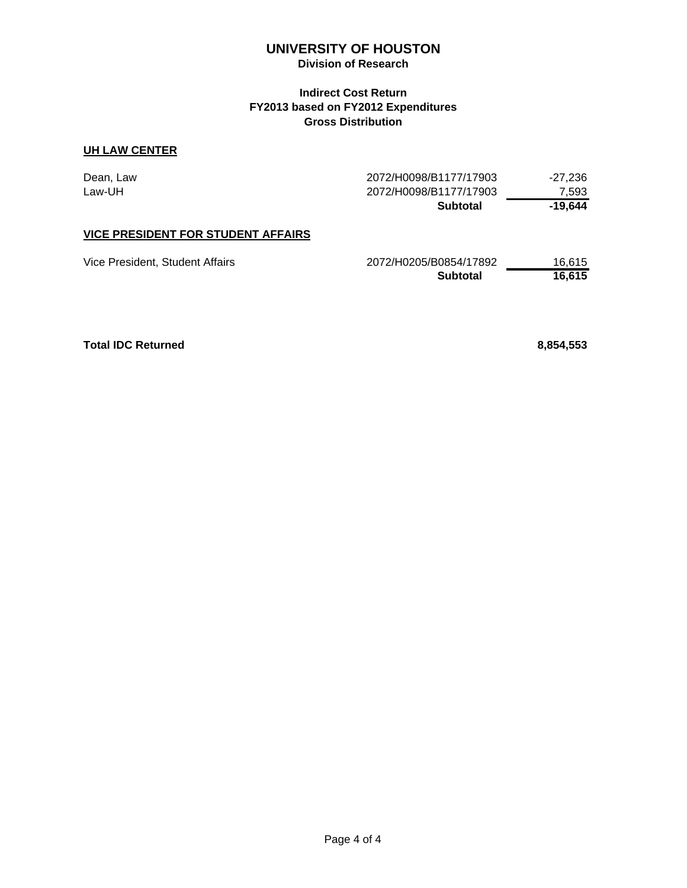# UNIVERSITY OF HOUSTON

**Division of Research**

**Indirect Cost Return**
**FY2013 based on FY2012 Expenditures**
**Gross Distribution**

## UH LAW CENTER

| | | |
|---|---|---|
| Dean, Law | 2072/H0098/B1177/17903 | -27,236 |
| Law-UH | 2072/H0098/B1177/17903 | 7,593 |
| | **Subtotal** | **-19,644** |

## VICE PRESIDENT FOR STUDENT AFFAIRS

| | | |
|---|---|---|
| Vice President, Student Affairs | 2072/H0205/B0854/17892 | 16,615 |
| | **Subtotal** | **16,615** |

| | |
|---|---|
| **Total IDC Returned** | **8,854,553** |